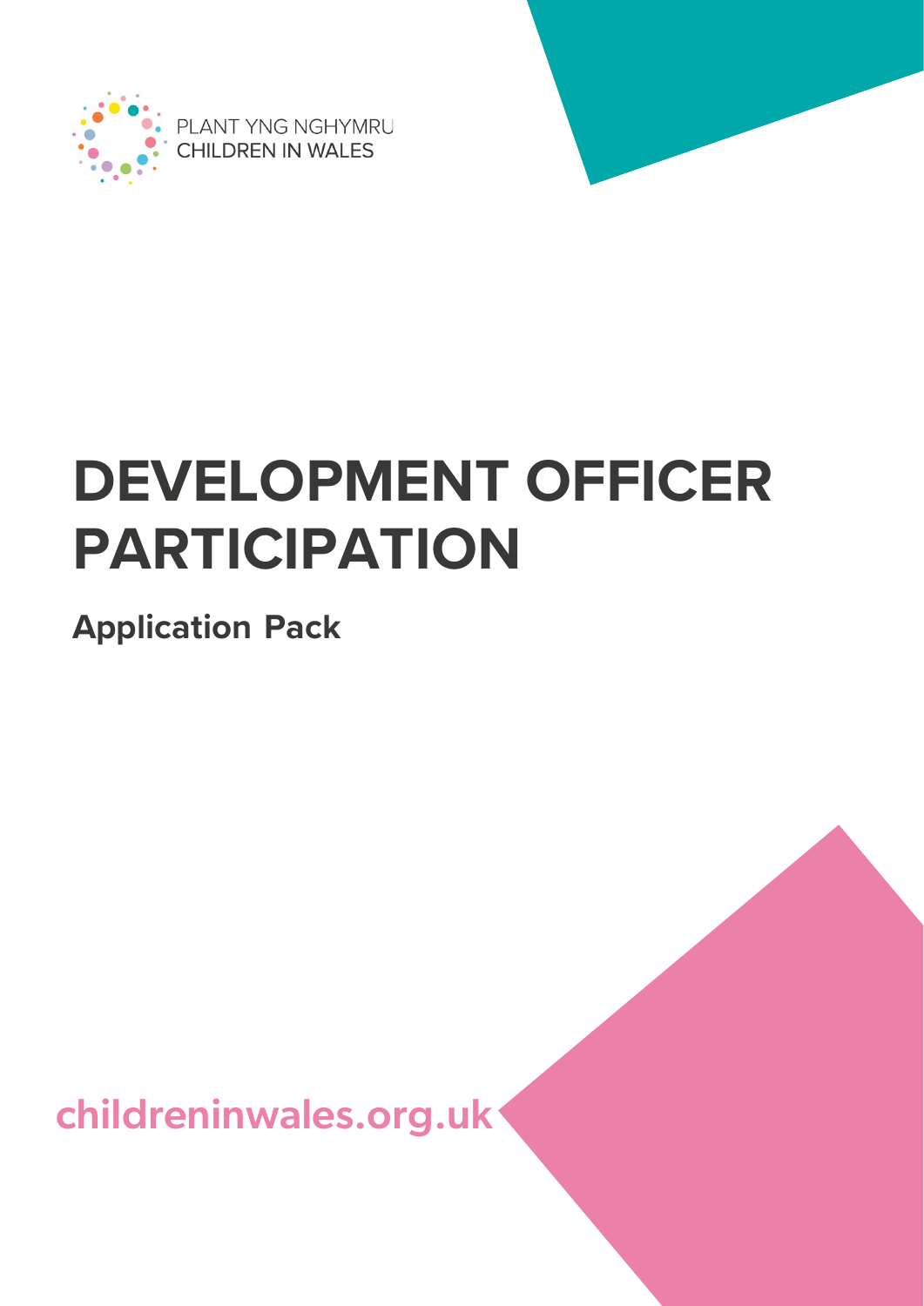PLANT YNG NGHYMRU
CHILDREN IN WALES

# DEVELOPMENT OFFICER PARTICIPATION

## Application Pack

childreninwales.org.uk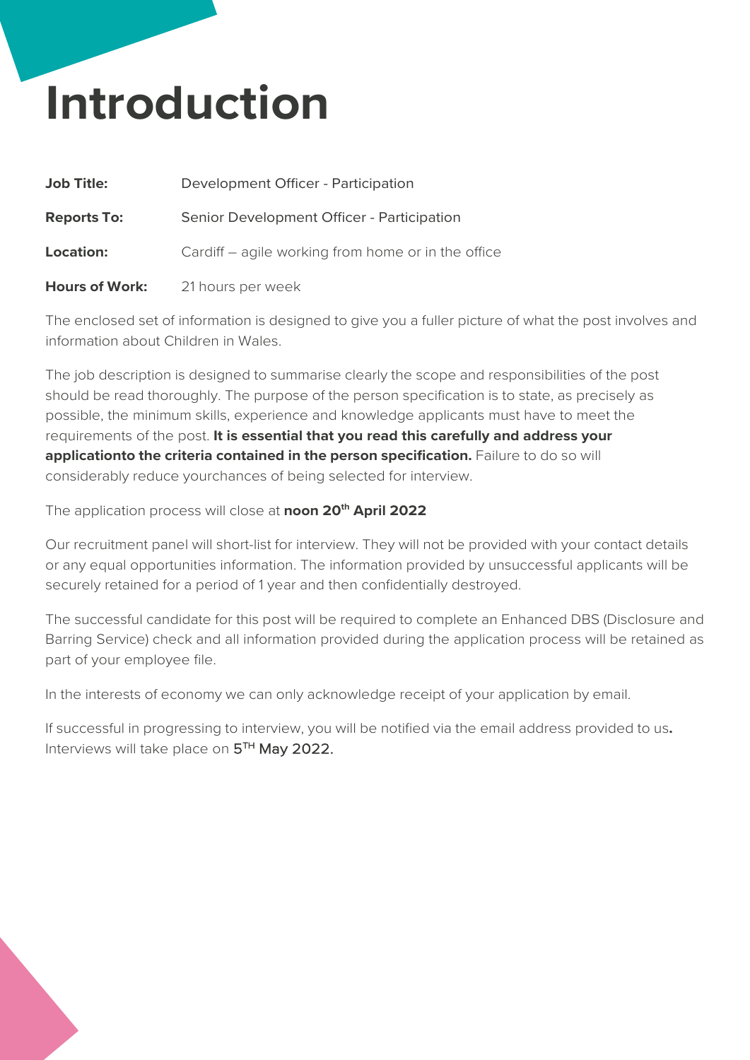# Introduction

| | |
|---|---|
| **Job Title:** | Development Officer - Participation |
| **Reports To:** | Senior Development Officer - Participation |
| **Location:** | Cardiff – agile working from home or in the office |
| **Hours of Work:** | 21 hours per week |

The enclosed set of information is designed to give you a fuller picture of what the post involves and information about Children in Wales.

The job description is designed to summarise clearly the scope and responsibilities of the post should be read thoroughly. The purpose of the person specification is to state, as precisely as possible, the minimum skills, experience and knowledge applicants must have to meet the requirements of the post. **It is essential that you read this carefully and address your applicationto the criteria contained in the person specification.** Failure to do so will considerably reduce yourchances of being selected for interview.

The application process will close at **noon 20th April 2022**

Our recruitment panel will short-list for interview. They will not be provided with your contact details or any equal opportunities information. The information provided by unsuccessful applicants will be securely retained for a period of 1 year and then confidentially destroyed.

The successful candidate for this post will be required to complete an Enhanced DBS (Disclosure and Barring Service) check and all information provided during the application process will be retained as part of your employee file.

In the interests of economy we can only acknowledge receipt of your application by email.

If successful in progressing to interview, you will be notified via the email address provided to us**.** Interviews will take place on 5TH May 2022.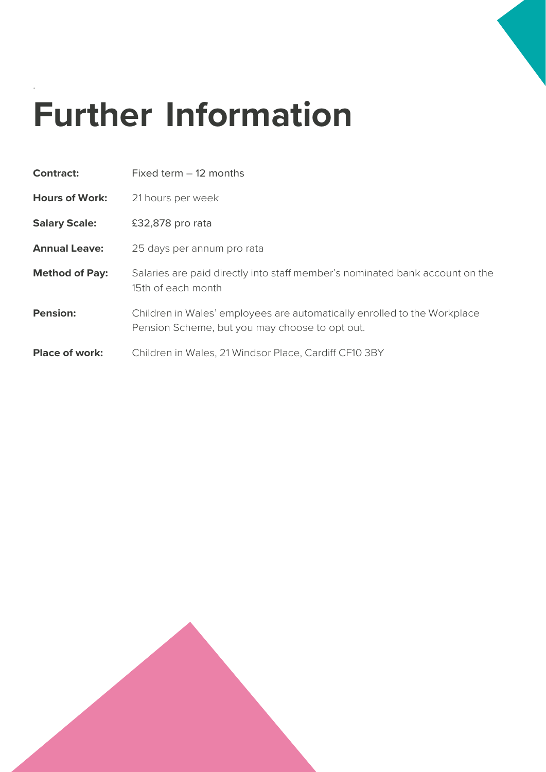# Further Information

| | |
|---|---|
| **Contract:** | Fixed term – 12 months |
| **Hours of Work:** | 21 hours per week |
| **Salary Scale:** | £32,878 pro rata |
| **Annual Leave:** | 25 days per annum pro rata |
| **Method of Pay:** | Salaries are paid directly into staff member's nominated bank account on the 15th of each month |
| **Pension:** | Children in Wales' employees are automatically enrolled to the Workplace Pension Scheme, but you may choose to opt out. |
| **Place of work:** | Children in Wales, 21 Windsor Place, Cardiff CF10 3BY |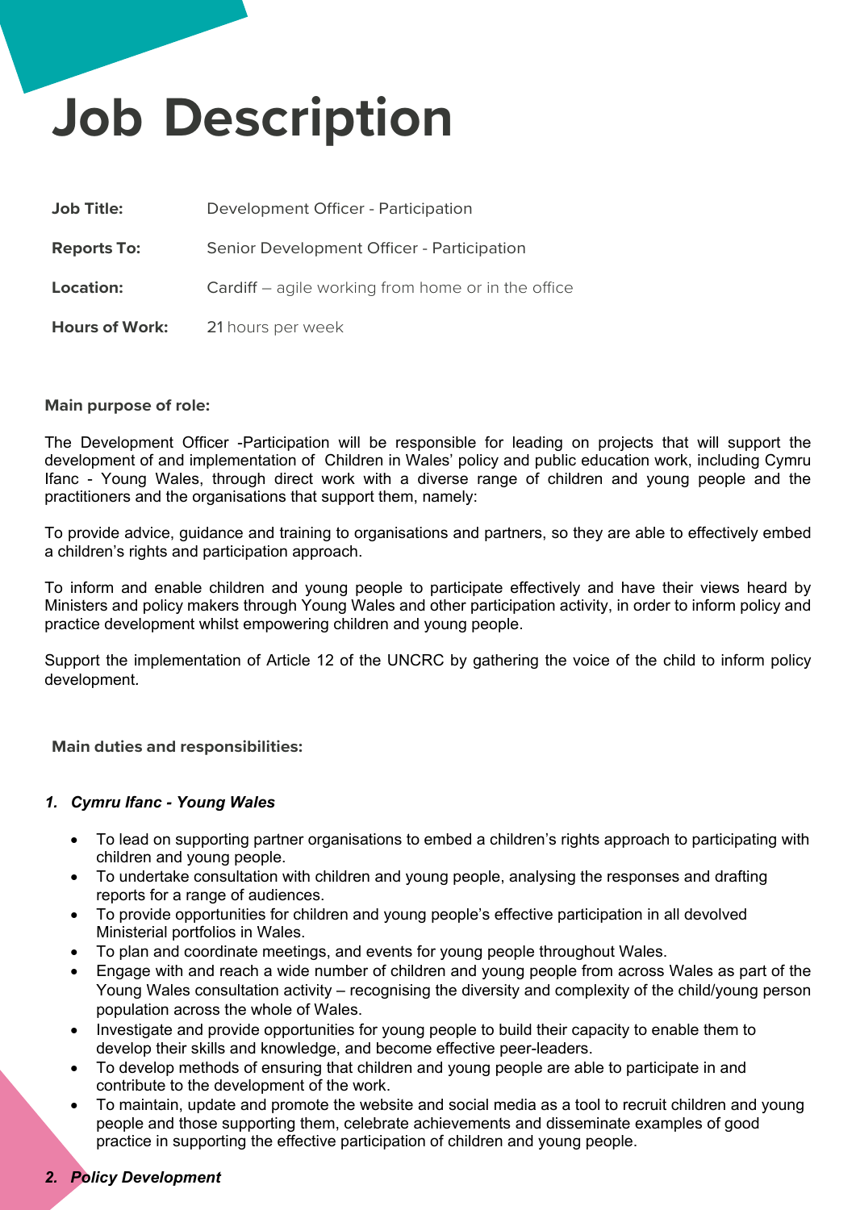# Job Description

| **Job Title:** | Development Officer - Participation |
| --- | --- |
| **Reports To:** | Senior Development Officer - Participation |
| **Location:** | Cardiff – agile working from home or in the office |
| **Hours of Work:** | 21 hours per week |

**Main purpose of role:**

The Development Officer -Participation will be responsible for leading on projects that will support the development of and implementation of Children in Wales' policy and public education work, including Cymru Ifanc - Young Wales, through direct work with a diverse range of children and young people and the practitioners and the organisations that support them, namely:

To provide advice, guidance and training to organisations and partners, so they are able to effectively embed a children's rights and participation approach.

To inform and enable children and young people to participate effectively and have their views heard by Ministers and policy makers through Young Wales and other participation activity, in order to inform policy and practice development whilst empowering children and young people.

Support the implementation of Article 12 of the UNCRC by gathering the voice of the child to inform policy development.

**Main duties and responsibilities:**

***1. Cymru Ifanc - Young Wales***

- To lead on supporting partner organisations to embed a children's rights approach to participating with children and young people.
- To undertake consultation with children and young people, analysing the responses and drafting reports for a range of audiences.
- To provide opportunities for children and young people's effective participation in all devolved Ministerial portfolios in Wales.
- To plan and coordinate meetings, and events for young people throughout Wales.
- Engage with and reach a wide number of children and young people from across Wales as part of the Young Wales consultation activity – recognising the diversity and complexity of the child/young person population across the whole of Wales.
- Investigate and provide opportunities for young people to build their capacity to enable them to develop their skills and knowledge, and become effective peer-leaders.
- To develop methods of ensuring that children and young people are able to participate in and contribute to the development of the work.
- To maintain, update and promote the website and social media as a tool to recruit children and young people and those supporting them, celebrate achievements and disseminate examples of good practice in supporting the effective participation of children and young people.

***2. Policy Development***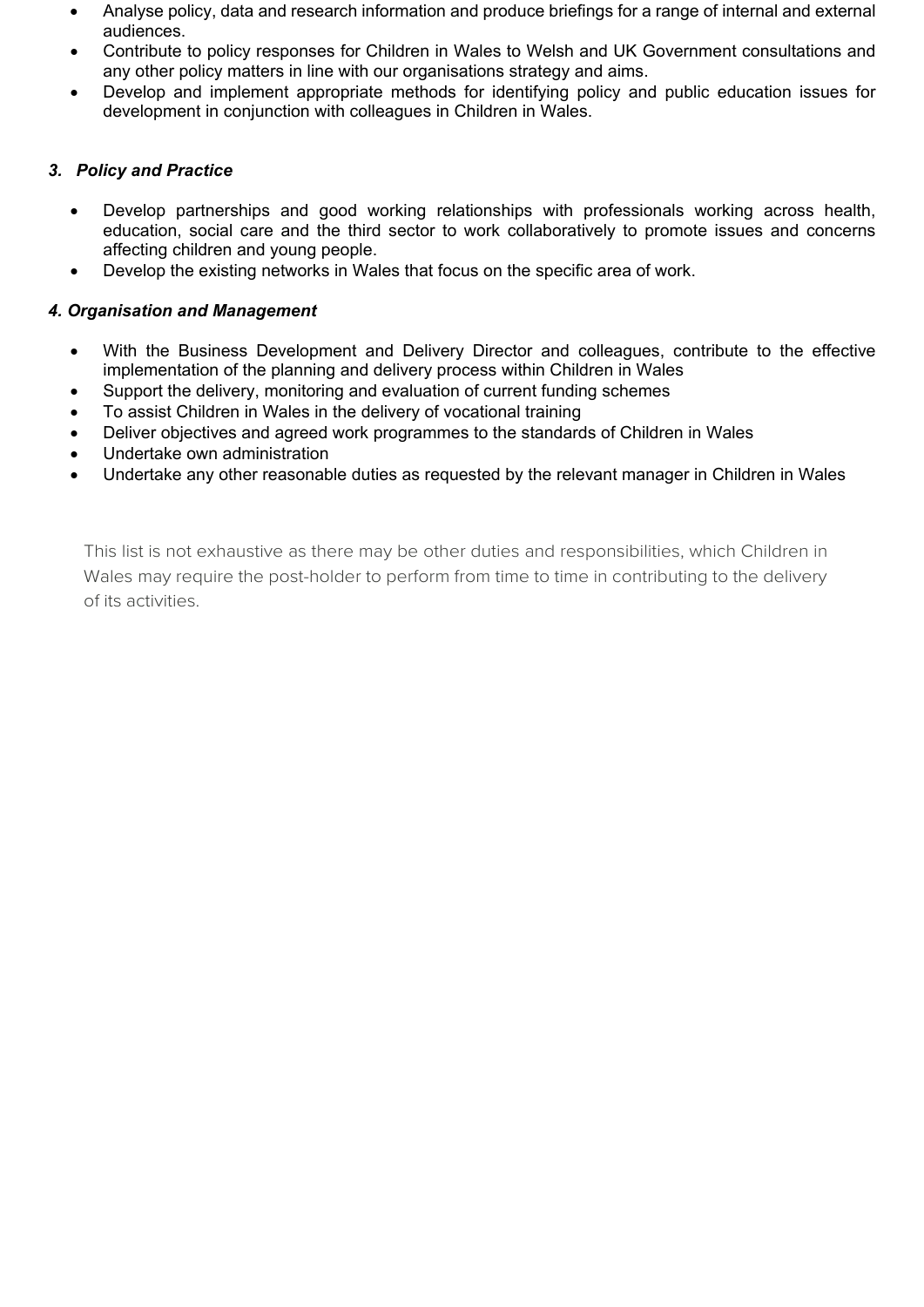- Analyse policy, data and research information and produce briefings for a range of internal and external audiences.
- Contribute to policy responses for Children in Wales to Welsh and UK Government consultations and any other policy matters in line with our organisations strategy and aims.
- Develop and implement appropriate methods for identifying policy and public education issues for development in conjunction with colleagues in Children in Wales.

### *3. Policy and Practice*

- Develop partnerships and good working relationships with professionals working across health, education, social care and the third sector to work collaboratively to promote issues and concerns affecting children and young people.
- Develop the existing networks in Wales that focus on the specific area of work.

### *4. Organisation and Management*

- With the Business Development and Delivery Director and colleagues, contribute to the effective implementation of the planning and delivery process within Children in Wales
- Support the delivery, monitoring and evaluation of current funding schemes
- To assist Children in Wales in the delivery of vocational training
- Deliver objectives and agreed work programmes to the standards of Children in Wales
- Undertake own administration
- Undertake any other reasonable duties as requested by the relevant manager in Children in Wales

This list is not exhaustive as there may be other duties and responsibilities, which Children in Wales may require the post-holder to perform from time to time in contributing to the delivery of its activities.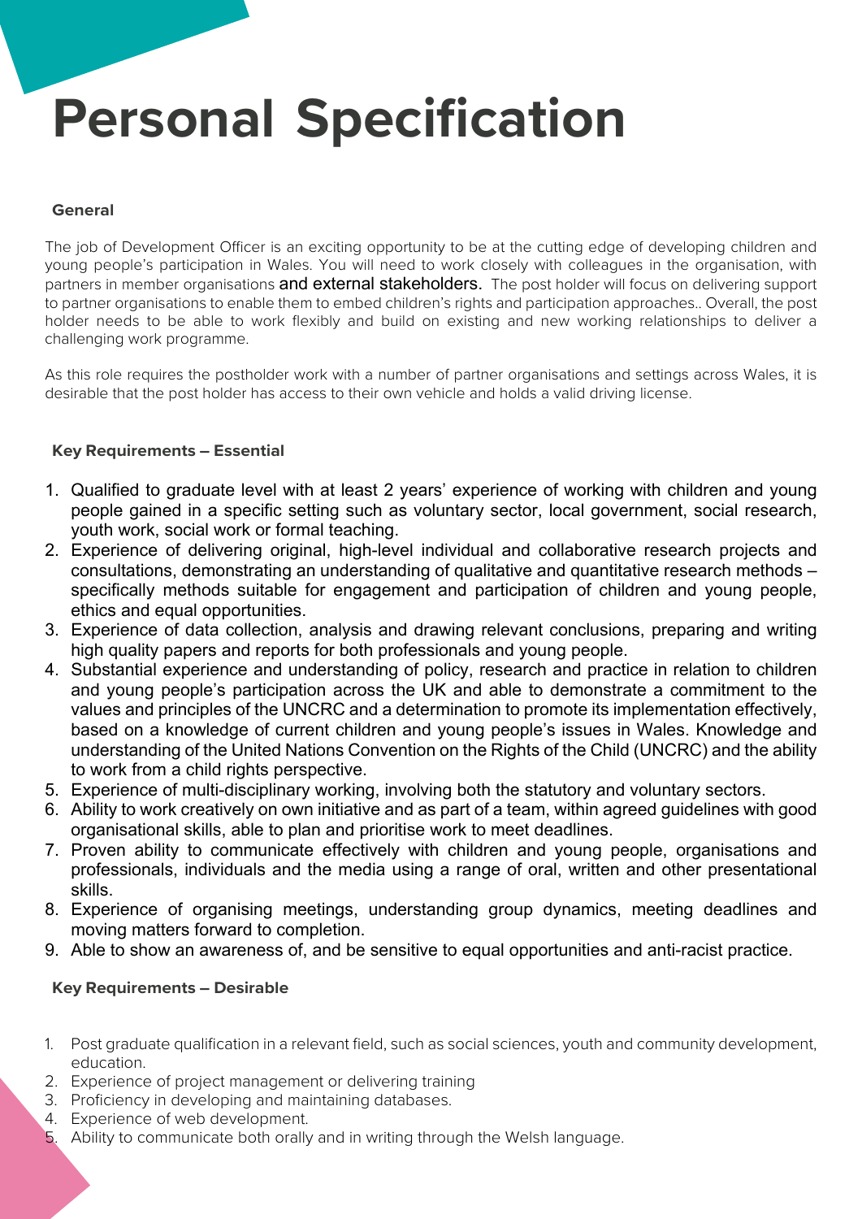# Personal Specification

### General

The job of Development Officer is an exciting opportunity to be at the cutting edge of developing children and young people's participation in Wales. You will need to work closely with colleagues in the organisation, with partners in member organisations and external stakeholders. The post holder will focus on delivering support to partner organisations to enable them to embed children's rights and participation approaches.. Overall, the post holder needs to be able to work flexibly and build on existing and new working relationships to deliver a challenging work programme.

As this role requires the postholder work with a number of partner organisations and settings across Wales, it is desirable that the post holder has access to their own vehicle and holds a valid driving license.

### Key Requirements – Essential

1. Qualified to graduate level with at least 2 years' experience of working with children and young people gained in a specific setting such as voluntary sector, local government, social research, youth work, social work or formal teaching.
2. Experience of delivering original, high-level individual and collaborative research projects and consultations, demonstrating an understanding of qualitative and quantitative research methods – specifically methods suitable for engagement and participation of children and young people, ethics and equal opportunities.
3. Experience of data collection, analysis and drawing relevant conclusions, preparing and writing high quality papers and reports for both professionals and young people.
4. Substantial experience and understanding of policy, research and practice in relation to children and young people's participation across the UK and able to demonstrate a commitment to the values and principles of the UNCRC and a determination to promote its implementation effectively, based on a knowledge of current children and young people's issues in Wales. Knowledge and understanding of the United Nations Convention on the Rights of the Child (UNCRC) and the ability to work from a child rights perspective.
5. Experience of multi-disciplinary working, involving both the statutory and voluntary sectors.
6. Ability to work creatively on own initiative and as part of a team, within agreed guidelines with good organisational skills, able to plan and prioritise work to meet deadlines.
7. Proven ability to communicate effectively with children and young people, organisations and professionals, individuals and the media using a range of oral, written and other presentational skills.
8. Experience of organising meetings, understanding group dynamics, meeting deadlines and moving matters forward to completion.
9. Able to show an awareness of, and be sensitive to equal opportunities and anti-racist practice.

### Key Requirements – Desirable

1. Post graduate qualification in a relevant field, such as social sciences, youth and community development, education.
2. Experience of project management or delivering training
3. Proficiency in developing and maintaining databases.
4. Experience of web development.
5. Ability to communicate both orally and in writing through the Welsh language.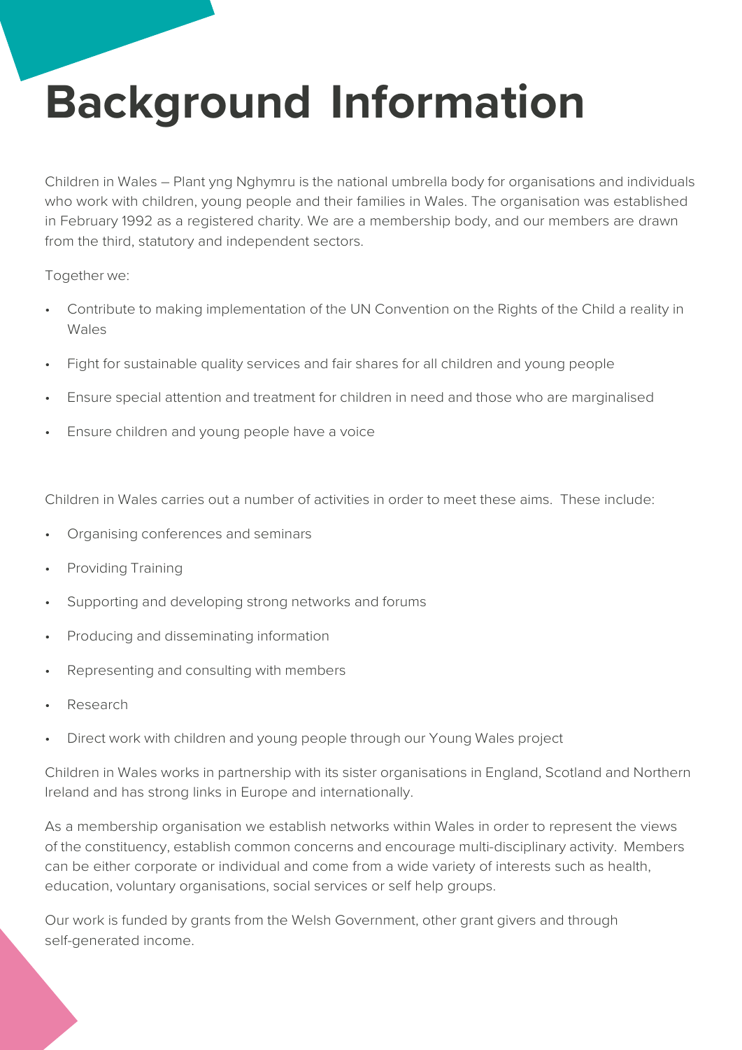# Background Information

Children in Wales – Plant yng Nghymru is the national umbrella body for organisations and individuals who work with children, young people and their families in Wales. The organisation was established in February 1992 as a registered charity. We are a membership body, and our members are drawn from the third, statutory and independent sectors.

Together we:

- Contribute to making implementation of the UN Convention on the Rights of the Child a reality in Wales
- Fight for sustainable quality services and fair shares for all children and young people
- Ensure special attention and treatment for children in need and those who are marginalised
- Ensure children and young people have a voice

Children in Wales carries out a number of activities in order to meet these aims. These include:

- Organising conferences and seminars
- Providing Training
- Supporting and developing strong networks and forums
- Producing and disseminating information
- Representing and consulting with members
- Research
- Direct work with children and young people through our Young Wales project

Children in Wales works in partnership with its sister organisations in England, Scotland and Northern Ireland and has strong links in Europe and internationally.

As a membership organisation we establish networks within Wales in order to represent the views of the constituency, establish common concerns and encourage multi-disciplinary activity. Members can be either corporate or individual and come from a wide variety of interests such as health, education, voluntary organisations, social services or self help groups.

Our work is funded by grants from the Welsh Government, other grant givers and through self-generated income.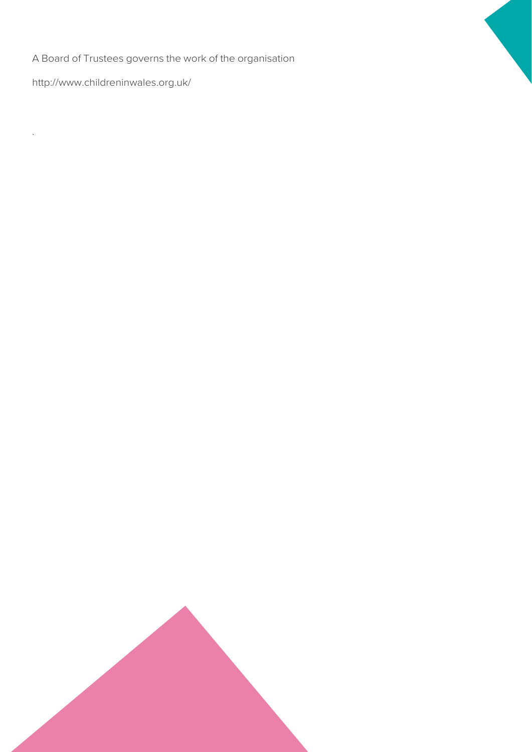A Board of Trustees governs the work of the organisation

http://www.childreninwales.org.uk/

.